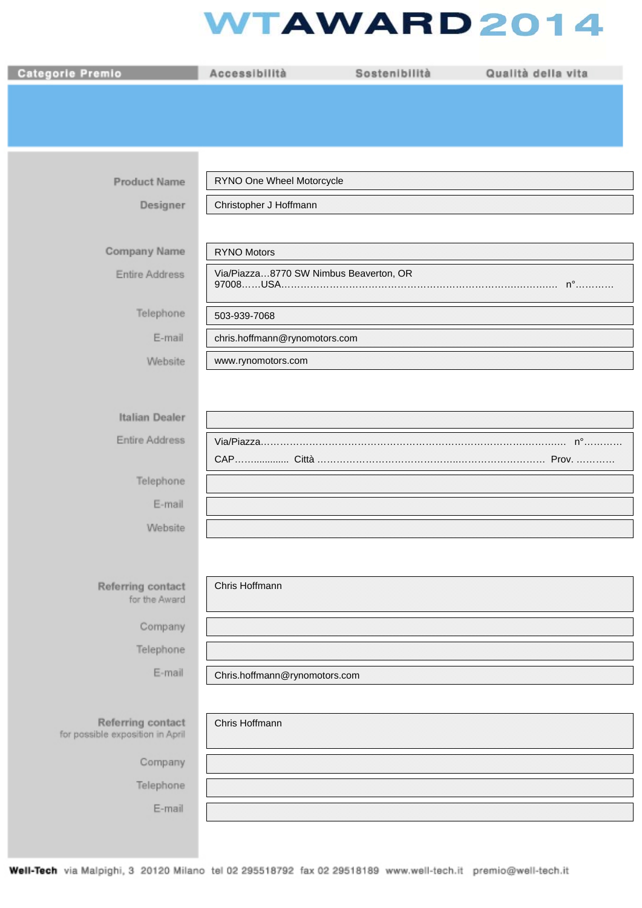# WTAWARD 2014

| Categorie Premio | Accessibilità | Sostenibilità | Qualità della vita |
|---|---|---|---|

| | |
|---|---|
| Product Name | RYNO One Wheel Motorcycle |
| Designer | Christopher J Hoffmann |
| | |
| Company Name | RYNO Motors |
| Entire Address | Via/Piazza…8770 SW Nimbus Beaverton, OR 97008……USA……………………………………………………………………….. n°………… |
| Telephone | 503-939-7068 |
| E-mail | chris.hoffmann@rynomotors.com |
| Website | www.rynomotors.com |
| | |
| Italian Dealer | |
| Entire Address | Via/Piazza………………………………………………………………………………. n°………… CAP……............. Città ………………………………………..…………………… Prov. ………… |
| Telephone | |
| E-mail | |
| Website | |
| | |
| Referring contact for the Award | Chris Hoffmann |
| Company | |
| Telephone | |
| E-mail | Chris.hoffmann@rynomotors.com |
| | |
| Referring contact for possible exposition in April | Chris Hoffmann |
| Company | |
| Telephone | |
| E-mail | |

**Well-Tech** via Malpighi, 3 20120 Milano tel 02 295518792 fax 02 29518189 www.well-tech.it premio@well-tech.it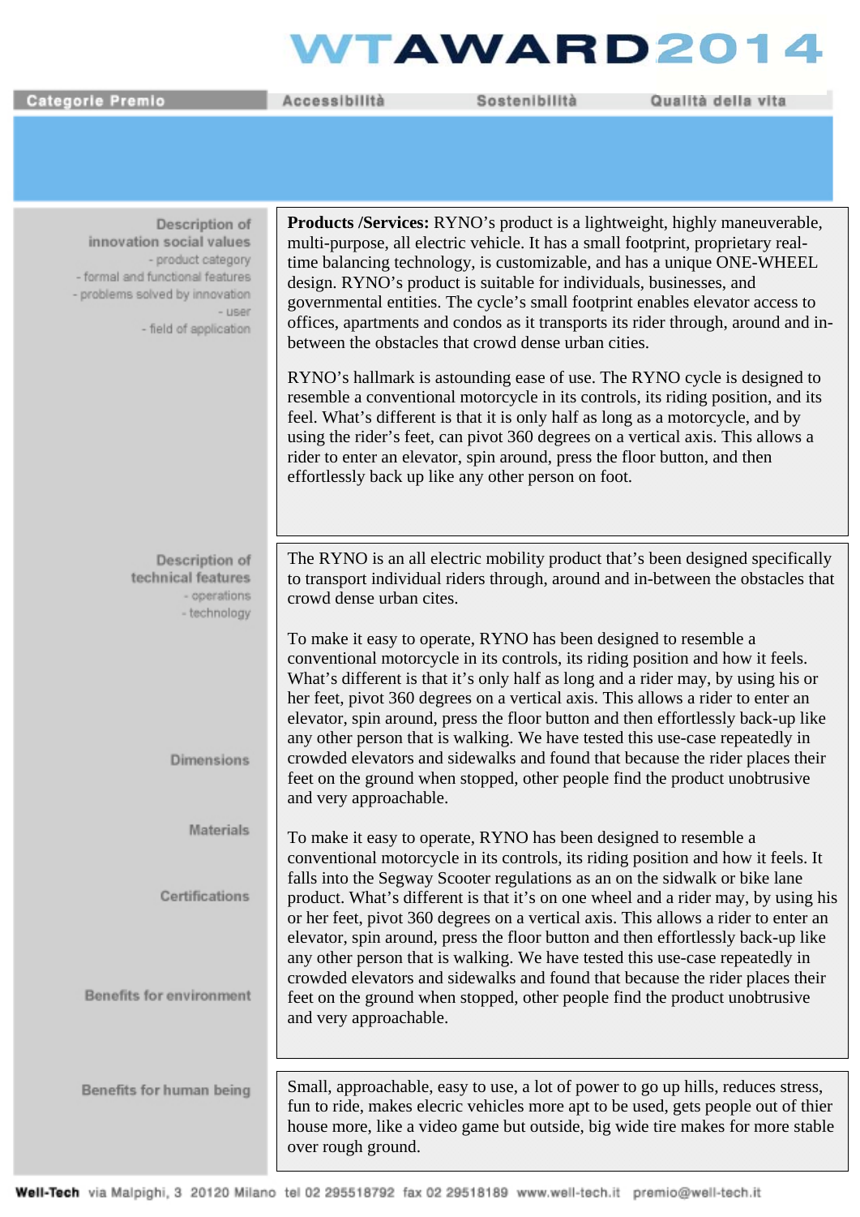# WTAWARD2014

| Categorie Premio | Accessibilità | Sostenibilità | Qualità della vita |
|---|---|---|---|

**Description of innovation social values**
- product category
- formal and functional features
- problems solved by innovation
- user
- field of application

**Products /Services:** RYNO's product is a lightweight, highly maneuverable, multi-purpose, all electric vehicle. It has a small footprint, proprietary real-time balancing technology, is customizable, and has a unique ONE-WHEEL design. RYNO's product is suitable for individuals, businesses, and governmental entities. The cycle's small footprint enables elevator access to offices, apartments and condos as it transports its rider through, around and in-between the obstacles that crowd dense urban cities.

RYNO's hallmark is astounding ease of use. The RYNO cycle is designed to resemble a conventional motorcycle in its controls, its riding position, and its feel. What's different is that it is only half as long as a motorcycle, and by using the rider's feet, can pivot 360 degrees on a vertical axis. This allows a rider to enter an elevator, spin around, press the floor button, and then effortlessly back up like any other person on foot.

**Description of technical features**
- operations
- technology

**Dimensions**

**Materials**

**Certifications**

**Benefits for environment**

The RYNO is an all electric mobility product that's been designed specifically to transport individual riders through, around and in-between the obstacles that crowd dense urban cites.

To make it easy to operate, RYNO has been designed to resemble a conventional motorcycle in its controls, its riding position and how it feels. What's different is that it's only half as long and a rider may, by using his or her feet, pivot 360 degrees on a vertical axis. This allows a rider to enter an elevator, spin around, press the floor button and then effortlessly back-up like any other person that is walking. We have tested this use-case repeatedly in crowded elevators and sidewalks and found that because the rider places their feet on the ground when stopped, other people find the product unobtrusive and very approachable.

To make it easy to operate, RYNO has been designed to resemble a conventional motorcycle in its controls, its riding position and how it feels. It falls into the Segway Scooter regulations as an on the sidwalk or bike lane product. What's different is that it's on one wheel and a rider may, by using his or her feet, pivot 360 degrees on a vertical axis. This allows a rider to enter an elevator, spin around, press the floor button and then effortlessly back-up like any other person that is walking. We have tested this use-case repeatedly in crowded elevators and sidewalks and found that because the rider places their feet on the ground when stopped, other people find the product unobtrusive and very approachable.

**Benefits for human being**

Small, approachable, easy to use, a lot of power to go up hills, reduces stress, fun to ride, makes elecric vehicles more apt to be used, gets people out of thier house more, like a video game but outside, big wide tire makes for more stable over rough ground.

**Well-Tech** via Malpighi, 3 20120 Milano tel 02 295518792 fax 02 29518189 www.well-tech.it premio@well-tech.it